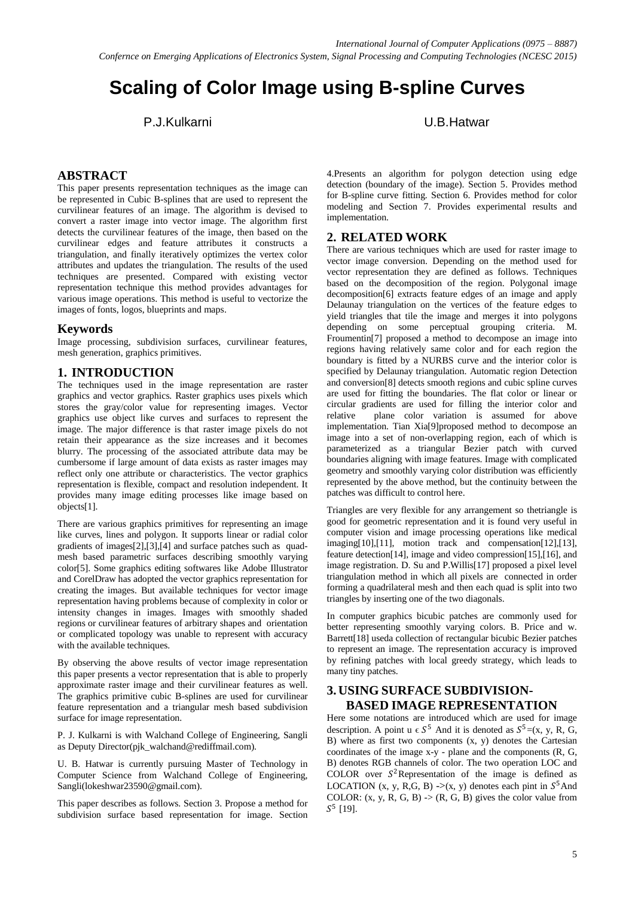# Scaling of Color Image using B-spline Curves

P.J.Kulkarni

U.B.Hatwar

## ABSTRACT

This paper presents representation techniques as the image can be represented in Cubic B-splines that are used to represent the curvilinear features of an image. The algorithm is devised to convert a raster image into vector image. The algorithm first detects the curvilinear features of the image, then based on the curvilinear edges and feature attributes it constructs a triangulation, and finally iteratively optimizes the vertex color attributes and updates the triangulation. The results of the used techniques are presented. Compared with existing vector representation technique this method provides advantages for various image operations. This method is useful to vectorize the images of fonts, logos, blueprints and maps.

## Keywords

Image processing, subdivision surfaces, curvilinear features, mesh generation, graphics primitives.

## 1. INTRODUCTION

The techniques used in the image representation are raster graphics and vector graphics. Raster graphics uses pixels which stores the gray/color value for representing images. Vector graphics use object like curves and surfaces to represent the image. The major difference is that raster image pixels do not retain their appearance as the size increases and it becomes blurry. The processing of the associated attribute data may be cumbersome if large amount of data exists as raster images may reflect only one attribute or characteristics. The vector graphics representation is flexible, compact and resolution independent. It provides many image editing processes like image based on objects[1].

There are various graphics primitives for representing an image like curves, lines and polygon. It supports linear or radial color gradients of images[2],[3],[4] and surface patches such as quad-mesh based parametric surfaces describing smoothly varying color[5]. Some graphics editing softwares like Adobe Illustrator and CorelDraw has adopted the vector graphics representation for creating the images. But available techniques for vector image representation having problems because of complexity in color or intensity changes in images. Images with smoothly shaded regions or curvilinear features of arbitrary shapes and orientation or complicated topology was unable to represent with accuracy with the available techniques.

By observing the above results of vector image representation this paper presents a vector representation that is able to properly approximate raster image and their curvilinear features as well. The graphics primitive cubic B-splines are used for curvilinear feature representation and a triangular mesh based subdivision surface for image representation.

P. J. Kulkarni is with Walchand College of Engineering, Sangli as Deputy Director(pjk_walchand@rediffmail.com).

U. B. Hatwar is currently pursuing Master of Technology in Computer Science from Walchand College of Engineering, Sangli(lokeshwar23590@gmail.com).

This paper describes as follows. Section 3. Propose a method for subdivision surface based representation for image. Section 4.Presents an algorithm for polygon detection using edge detection (boundary of the image). Section 5. Provides method for B-spline curve fitting. Section 6. Provides method for color modeling and Section 7. Provides experimental results and implementation.

## 2. RELATED WORK

There are various techniques which are used for raster image to vector image conversion. Depending on the method used for vector representation they are defined as follows. Techniques based on the decomposition of the region. Polygonal image decomposition[6] extracts feature edges of an image and apply Delaunay triangulation on the vertices of the feature edges to yield triangles that tile the image and merges it into polygons depending on some perceptual grouping criteria. M. Froumentin[7] proposed a method to decompose an image into regions having relatively same color and for each region the boundary is fitted by a NURBS curve and the interior color is specified by Delaunay triangulation. Automatic region Detection and conversion[8] detects smooth regions and cubic spline curves are used for fitting the boundaries. The flat color or linear or circular gradients are used for filling the interior color and relative plane color variation is assumed for above implementation. Tian Xia[9]proposed method to decompose an image into a set of non-overlapping region, each of which is parameterized as a triangular Bezier patch with curved boundaries aligning with image features. Image with complicated geometry and smoothly varying color distribution was efficiently represented by the above method, but the continuity between the patches was difficult to control here.

Triangles are very flexible for any arrangement so thetriangle is good for geometric representation and it is found very useful in computer vision and image processing operations like medical imaging[10],[11], motion track and compensation[12],[13], feature detection[14], image and video compression[15],[16], and image registration. D. Su and P.Willis[17] proposed a pixel level triangulation method in which all pixels are connected in order forming a quadrilateral mesh and then each quad is split into two triangles by inserting one of the two diagonals.

In computer graphics bicubic patches are commonly used for better representing smoothly varying colors. B. Price and w. Barrett[18] useda collection of rectangular bicubic Bezier patches to represent an image. The representation accuracy is improved by refining patches with local greedy strategy, which leads to many tiny patches.

## 3. USING SURFACE SUBDIVISION-BASED IMAGE REPRESENTATION

Here some notations are introduced which are used for image description. A point u ϵ $S^5$ And it is denoted as $S^5$=(x, y, R, G, B) where as first two components (x, y) denotes the Cartesian coordinates of the image x-y - plane and the components (R, G, B) denotes RGB channels of color. The two operation LOC and COLOR over $S^2$Representation of the image is defined as LOCATION (x, y, R,G, B) ->(x, y) denotes each pint in $S^5$And COLOR: (x, y, R, G, B) -> (R, G, B) gives the color value from $S^5$ [19].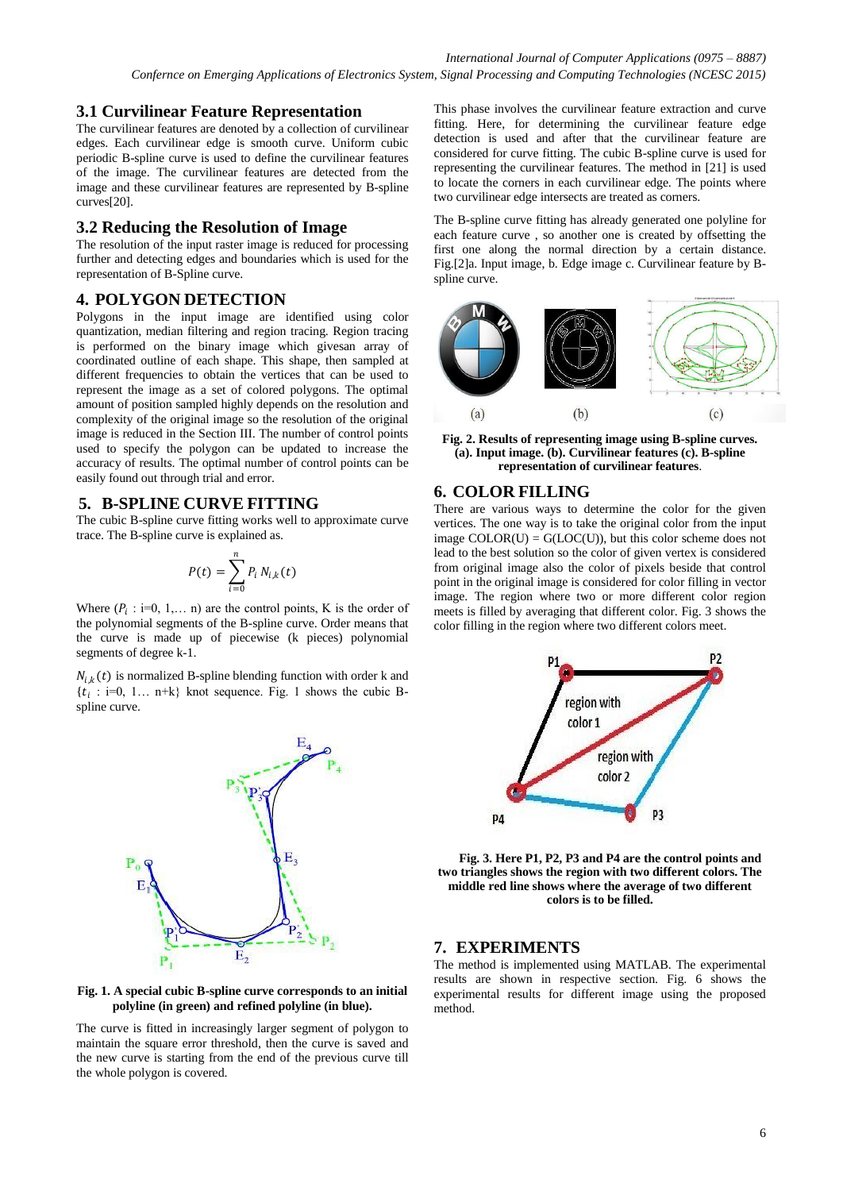### 3.1 Curvilinear Feature Representation

The curvilinear features are denoted by a collection of curvilinear edges. Each curvilinear edge is smooth curve. Uniform cubic periodic B-spline curve is used to define the curvilinear features of the image. The curvilinear features are detected from the image and these curvilinear features are represented by B-spline curves[20].

### 3.2 Reducing the Resolution of Image

The resolution of the input raster image is reduced for processing further and detecting edges and boundaries which is used for the representation of B-Spline curve.

## 4. POLYGON DETECTION

Polygons in the input image are identified using color quantization, median filtering and region tracing. Region tracing is performed on the binary image which givesan array of coordinated outline of each shape. This shape, then sampled at different frequencies to obtain the vertices that can be used to represent the image as a set of colored polygons. The optimal amount of position sampled highly depends on the resolution and complexity of the original image so the resolution of the original image is reduced in the Section III. The number of control points used to specify the polygon can be updated to increase the accuracy of results. The optimal number of control points can be easily found out through trial and error.

## 5. B-SPLINE CURVE FITTING

The cubic B-spline curve fitting works well to approximate curve trace. The B-spline curve is explained as.

$$P(t) = \sum_{i=0}^{n} P_i \, N_{i,k}(t)$$

Where ($P_i$ : i=0, 1,… n) are the control points, K is the order of the polynomial segments of the B-spline curve. Order means that the curve is made up of piecewise (k pieces) polynomial segments of degree k-1.

$N_{i,k}(t)$ is normalized B-spline blending function with order k and $\{t_i$ : i=0, 1… n+k} knot sequence. Fig. 1 shows the cubic B-spline curve.

**Fig. 1. A special cubic B-spline curve corresponds to an initial polyline (in green) and refined polyline (in blue).**

The curve is fitted in increasingly larger segment of polygon to maintain the square error threshold, then the curve is saved and the new curve is starting from the end of the previous curve till the whole polygon is covered.

This phase involves the curvilinear feature extraction and curve fitting. Here, for determining the curvilinear feature edge detection is used and after that the curvilinear feature are considered for curve fitting. The cubic B-spline curve is used for representing the curvilinear features. The method in [21] is used to locate the corners in each curvilinear edge. The points where two curvilinear edge intersects are treated as corners.

The B-spline curve fitting has already generated one polyline for each feature curve , so another one is created by offsetting the first one along the normal direction by a certain distance. Fig.[2]a. Input image, b. Edge image c. Curvilinear feature by B-spline curve.

**Fig. 2. Results of representing image using B-spline curves. (a). Input image. (b). Curvilinear features (c). B-spline representation of curvilinear features**.

## 6. COLOR FILLING

There are various ways to determine the color for the given vertices. The one way is to take the original color from the input image COLOR(U) = G(LOC(U)), but this color scheme does not lead to the best solution so the color of given vertex is considered from original image also the color of pixels beside that control point in the original image is considered for color filling in vector image. The region where two or more different color region meets is filled by averaging that different color. Fig. 3 shows the color filling in the region where two different colors meet.

**Fig. 3. Here P1, P2, P3 and P4 are the control points and two triangles shows the region with two different colors. The middle red line shows where the average of two different colors is to be filled.**

## 7. EXPERIMENTS

The method is implemented using MATLAB. The experimental results are shown in respective section. Fig. 6 shows the experimental results for different image using the proposed method.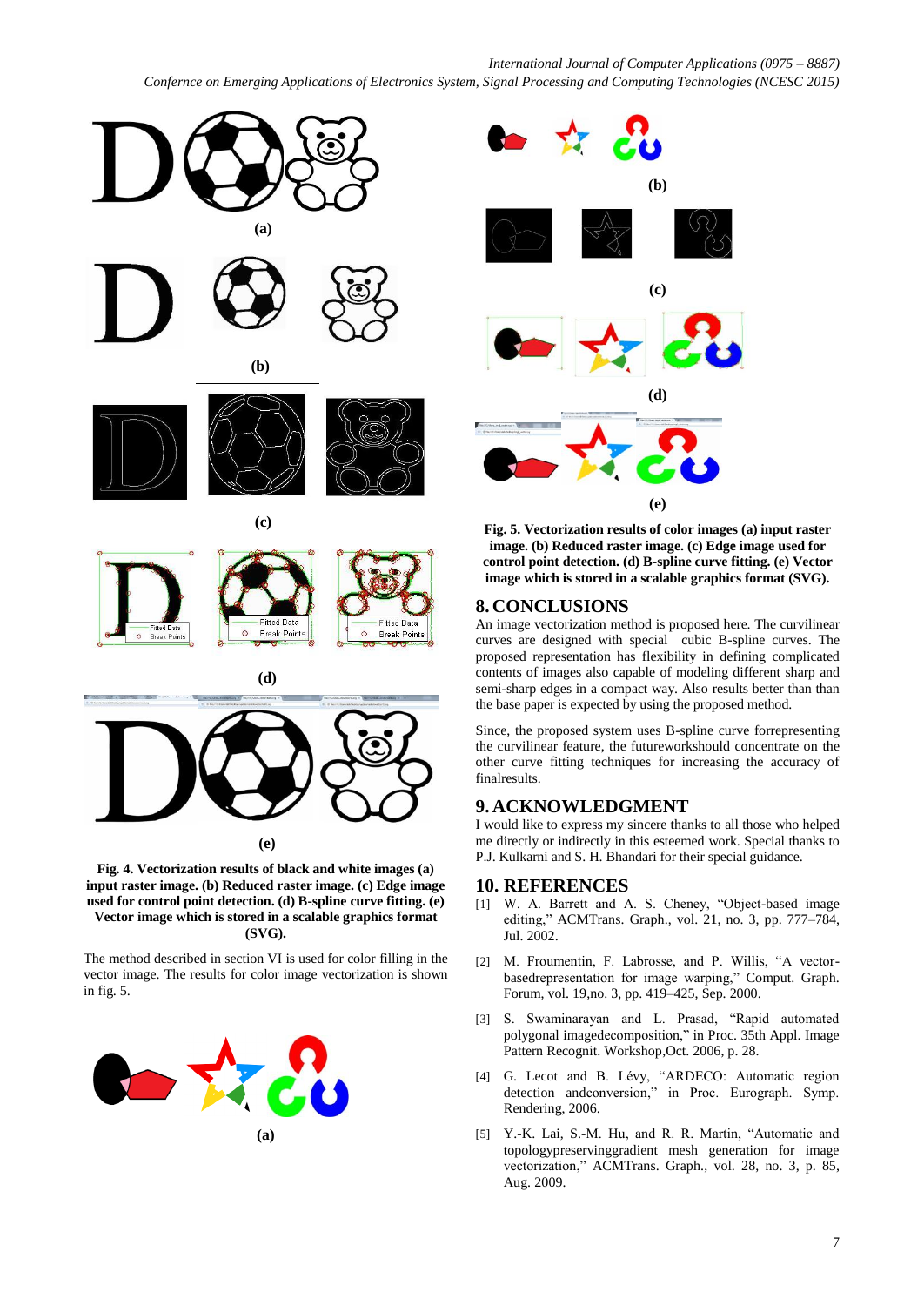(a)

(b)

(c)

(d)

(e)

**Fig. 4. Vectorization results of black and white images (a) input raster image. (b) Reduced raster image. (c) Edge image used for control point detection. (d) B-spline curve fitting. (e) Vector image which is stored in a scalable graphics format (SVG).**

The method described in section VI is used for color filling in the vector image. The results for color image vectorization is shown in fig. 5.

(a)

(b)

(c)

(d)

(e)

**Fig. 5. Vectorization results of color images (a) input raster image. (b) Reduced raster image. (c) Edge image used for control point detection. (d) B-spline curve fitting. (e) Vector image which is stored in a scalable graphics format (SVG).**

## 8. CONCLUSIONS

An image vectorization method is proposed here. The curvilinear curves are designed with special cubic B-spline curves. The proposed representation has flexibility in defining complicated contents of images also capable of modeling different sharp and semi-sharp edges in a compact way. Also results better than the base paper is expected by using the proposed method.

Since, the proposed system uses B-spline curve forrepresenting the curvilinear feature, the futureworkshould concentrate on the other curve fitting techniques for increasing the accuracy of finalresults.

## 9. ACKNOWLEDGMENT

I would like to express my sincere thanks to all those who helped me directly or indirectly in this esteemed work. Special thanks to P.J. Kulkarni and S. H. Bhandari for their special guidance.

## 10. REFERENCES

[1] W. A. Barrett and A. S. Cheney, "Object-based image editing," ACMTrans. Graph., vol. 21, no. 3, pp. 777–784, Jul. 2002.

[2] M. Froumentin, F. Labrosse, and P. Willis, "A vector-basedrepresentation for image warping," Comput. Graph. Forum, vol. 19,no. 3, pp. 419–425, Sep. 2000.

[3] S. Swaminarayan and L. Prasad, "Rapid automated polygonal imagedecomposition," in Proc. 35th Appl. Image Pattern Recognit. Workshop,Oct. 2006, p. 28.

[4] G. Lecot and B. Lévy, "ARDECO: Automatic region detection andconversion," in Proc. Eurograph. Symp. Rendering, 2006.

[5] Y.-K. Lai, S.-M. Hu, and R. R. Martin, "Automatic and topologypreservinggradient mesh generation for image vectorization," ACMTrans. Graph., vol. 28, no. 3, p. 85, Aug. 2009.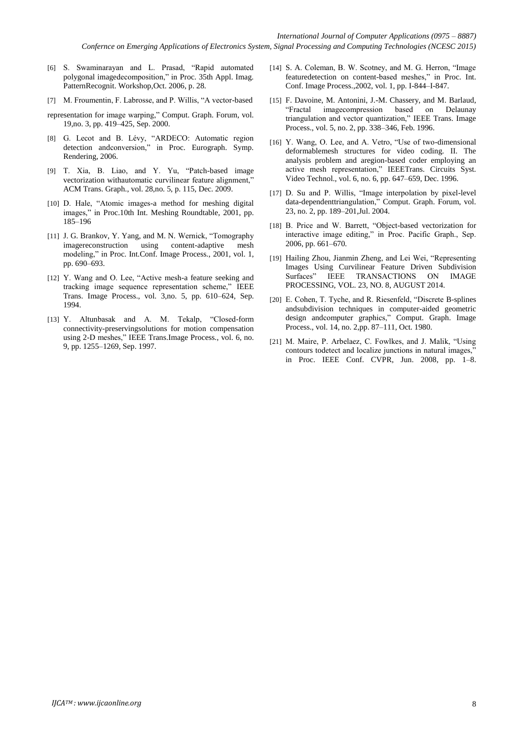[6] S. Swaminarayan and L. Prasad, "Rapid automated polygonal imagedecomposition," in Proc. 35th Appl. Imag. PatternRecognit. Workshop,Oct. 2006, p. 28.

[7] M. Froumentin, F. Labrosse, and P. Willis, "A vector-based representation for image warping," Comput. Graph. Forum, vol. 19,no. 3, pp. 419–425, Sep. 2000.

[8] G. Lecot and B. Lévy, "ARDECO: Automatic region detection andconversion," in Proc. Eurograph. Symp. Rendering, 2006.

[9] T. Xia, B. Liao, and Y. Yu, "Patch-based image vectorization withautomatic curvilinear feature alignment," ACM Trans. Graph., vol. 28,no. 5, p. 115, Dec. 2009.

[10] D. Hale, "Atomic images-a method for meshing digital images," in Proc.10th Int. Meshing Roundtable, 2001, pp. 185–196

[11] J. G. Brankov, Y. Yang, and M. N. Wernick, "Tomography imagereconstruction using content-adaptive mesh modeling," in Proc. Int.Conf. Image Process., 2001, vol. 1, pp. 690–693.

[12] Y. Wang and O. Lee, "Active mesh-a feature seeking and tracking image sequence representation scheme," IEEE Trans. Image Process., vol. 3,no. 5, pp. 610–624, Sep. 1994.

[13] Y. Altunbasak and A. M. Tekalp, "Closed-form connectivity-preservingsolutions for motion compensation using 2-D meshes," IEEE Trans.Image Process., vol. 6, no. 9, pp. 1255–1269, Sep. 1997.

[14] S. A. Coleman, B. W. Scotney, and M. G. Herron, "Image featuredetection on content-based meshes," in Proc. Int. Conf. Image Process.,2002, vol. 1, pp. I-844–I-847.

[15] F. Davoine, M. Antonini, J.-M. Chassery, and M. Barlaud, "Fractal imagecompression based on Delaunay triangulation and vector quantization," IEEE Trans. Image Process., vol. 5, no. 2, pp. 338–346, Feb. 1996.

[16] Y. Wang, O. Lee, and A. Vetro, "Use of two-dimensional deformablemesh structures for video coding. II. The analysis problem and aregion-based coder employing an active mesh representation," IEEETrans. Circuits Syst. Video Technol., vol. 6, no. 6, pp. 647–659, Dec. 1996.

[17] D. Su and P. Willis, "Image interpolation by pixel-level data-dependenttriangulation," Comput. Graph. Forum, vol. 23, no. 2, pp. 189–201,Jul. 2004.

[18] B. Price and W. Barrett, "Object-based vectorization for interactive image editing," in Proc. Pacific Graph., Sep. 2006, pp. 661–670.

[19] Hailing Zhou, Jianmin Zheng, and Lei Wei, "Representing Images Using Curvilinear Feature Driven Subdivision Surfaces" IEEE TRANSACTIONS ON IMAGE PROCESSING, VOL. 23, NO. 8, AUGUST 2014.

[20] E. Cohen, T. Tyche, and R. Riesenfeld, "Discrete B-splines andsubdivision techniques in computer-aided geometric design andcomputer graphics," Comput. Graph. Image Process., vol. 14, no. 2,pp. 87–111, Oct. 1980.

[21] M. Maire, P. Arbelaez, C. Fowlkes, and J. Malik, "Using contours todetect and localize junctions in natural images," in Proc. IEEE Conf. CVPR, Jun. 2008, pp. 1–8.